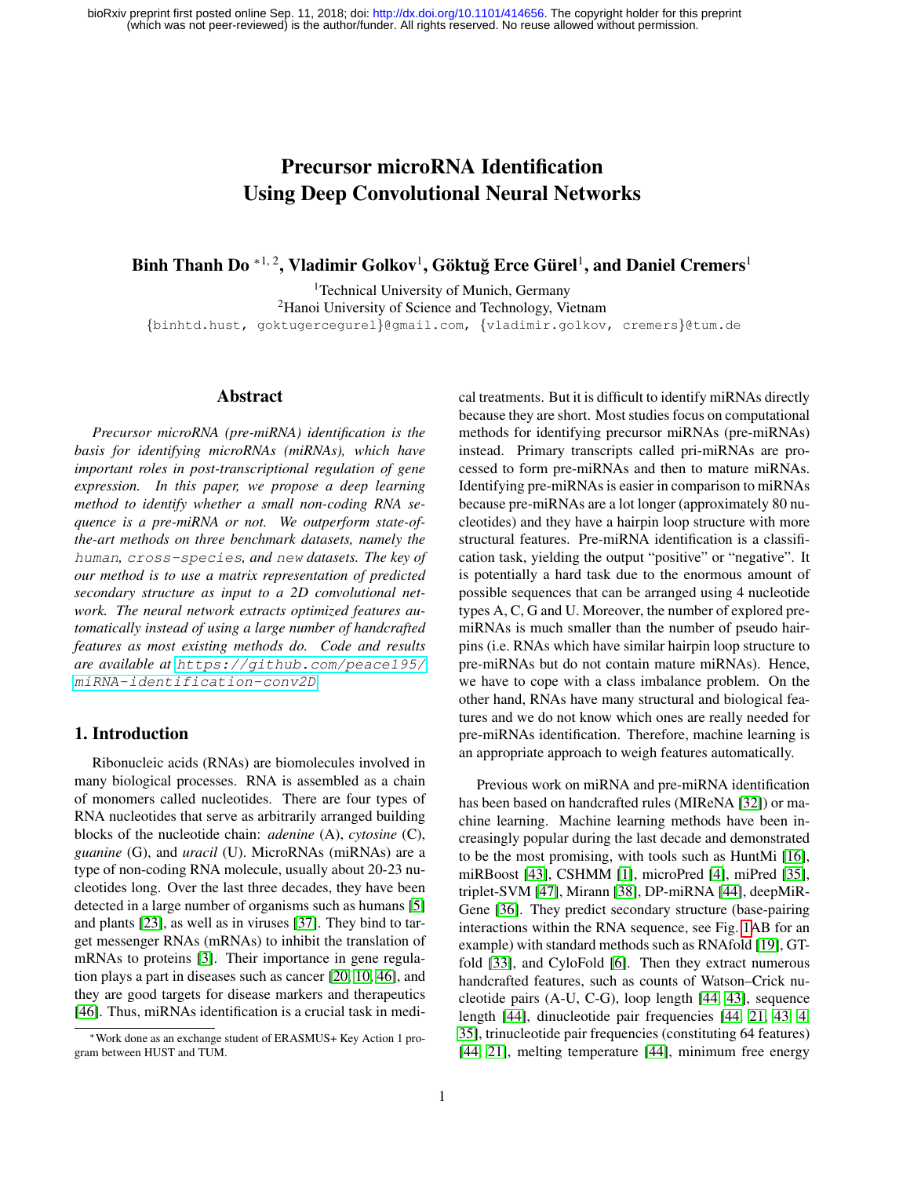# Precursor microRNA Identification Using Deep Convolutional Neural Networks

**Binh Thanh Do** *[1, 2], **Vladimir Golkov**[1], **Göktuğ Erce Gürel**[1], **and Daniel Cremers**[1]

[1]Technical University of Munich, Germany
[2]Hanoi University of Science and Technology, Vietnam
{binhtd.hust, goktugercegurel}@gmail.com, {vladimir.golkov, cremers}@tum.de

## Abstract

*Precursor microRNA (pre-miRNA) identification is the basis for identifying microRNAs (miRNAs), which have important roles in post-transcriptional regulation of gene expression. In this paper, we propose a deep learning method to identify whether a small non-coding RNA sequence is a pre-miRNA or not. We outperform state-of-the-art methods on three benchmark datasets, namely the* `human`*,* `cross-species`*, and* `new` *datasets. The key of our method is to use a matrix representation of predicted secondary structure as input to a 2D convolutional network. The neural network extracts optimized features automatically instead of using a large number of handcrafted features as most existing methods do. Code and results are available at* https://github.com/peace195/miRNA-identification-conv2D

## 1. Introduction

Ribonucleic acids (RNAs) are biomolecules involved in many biological processes. RNA is assembled as a chain of monomers called nucleotides. There are four types of RNA nucleotides that serve as arbitrarily arranged building blocks of the nucleotide chain: *adenine* (A), *cytosine* (C), *guanine* (G), and *uracil* (U). MicroRNAs (miRNAs) are a type of non-coding RNA molecule, usually about 20-23 nucleotides long. Over the last three decades, they have been detected in a large number of organisms such as humans [5] and plants [23], as well as in viruses [37]. They bind to target messenger RNAs (mRNAs) to inhibit the translation of mRNAs to proteins [3]. Their importance in gene regulation plays a part in diseases such as cancer [20, 10, 46], and they are good targets for disease markers and therapeutics [46]. Thus, miRNAs identification is a crucial task in medical treatments. But it is difficult to identify miRNAs directly because they are short. Most studies focus on computational methods for identifying precursor miRNAs (pre-miRNAs) instead. Primary transcripts called pri-miRNAs are processed to form pre-miRNAs and then to mature miRNAs. Identifying pre-miRNAs is easier in comparison to miRNAs because pre-miRNAs are a lot longer (approximately 80 nucleotides) and they have a hairpin loop structure with more structural features. Pre-miRNA identification is a classification task, yielding the output "positive" or "negative". It is potentially a hard task due to the enormous amount of possible sequences that can be arranged using 4 nucleotide types A, C, G and U. Moreover, the number of explored pre-miRNAs is much smaller than the number of pseudo hairpins (i.e. RNAs which have similar hairpin loop structure to pre-miRNAs but do not contain mature miRNAs). Hence, we have to cope with a class imbalance problem. On the other hand, RNAs have many structural and biological features and we do not know which ones are really needed for pre-miRNAs identification. Therefore, machine learning is an appropriate approach to weigh features automatically.

Previous work on miRNA and pre-miRNA identification has been based on handcrafted rules (MIReNA [32]) or machine learning. Machine learning methods have been increasingly popular during the last decade and demonstrated to be the most promising, with tools such as HuntMi [16], miRBoost [43], CSHMM [1], microPred [4], miPred [35], triplet-SVM [47], Mirann [38], DP-miRNA [44], deepMiRGene [36]. They predict secondary structure (base-pairing interactions within the RNA sequence, see Fig. 1AB for an example) with standard methods such as RNAfold [19], GTfold [33], and CyloFold [6]. Then they extract numerous handcrafted features, such as counts of Watson–Crick nucleotide pairs (A-U, C-G), loop length [44, 43], sequence length [44], dinucleotide pair frequencies [44, 21, 43, 4, 35], trinucleotide pair frequencies (constituting 64 features) [44, 21], melting temperature [44], minimum free energy

*Work done as an exchange student of ERASMUS+ Key Action 1 program between HUST and TUM.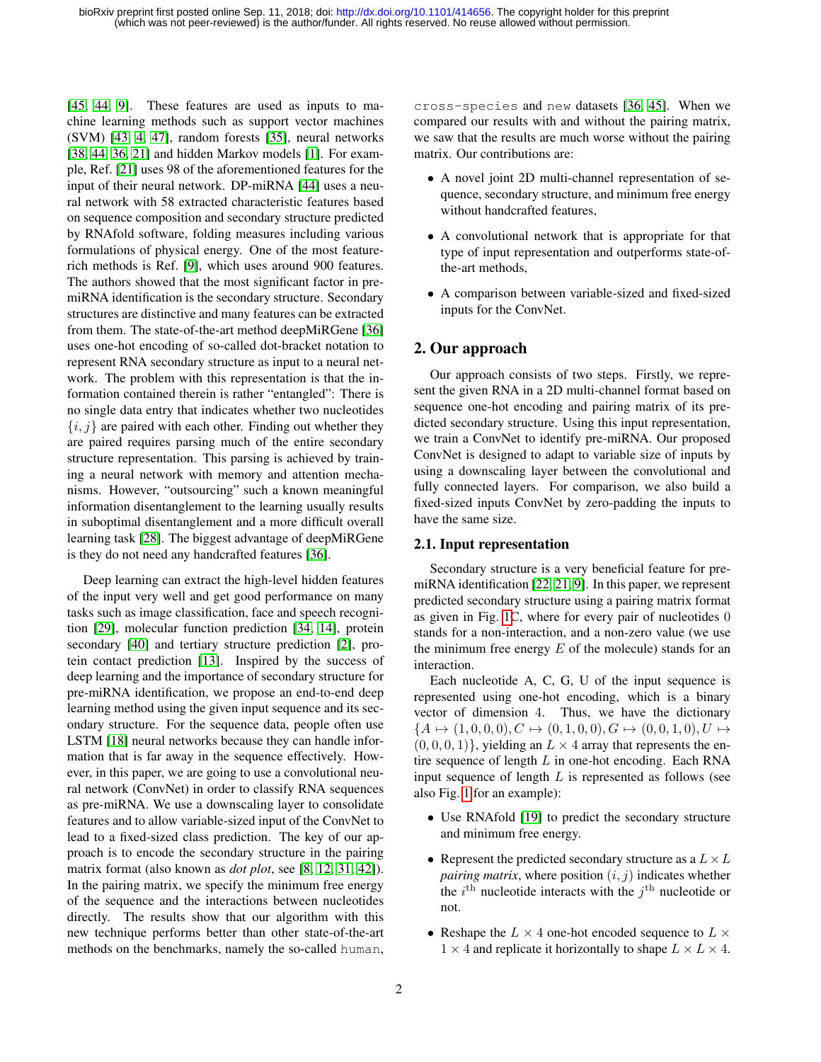[45, 44, 9]. These features are used as inputs to machine learning methods such as support vector machines (SVM) [43, 4, 47], random forests [35], neural networks [38, 44, 36, 21] and hidden Markov models [1]. For example, Ref. [21] uses 98 of the aforementioned features for the input of their neural network. DP-miRNA [44] uses a neural network with 58 extracted characteristic features based on sequence composition and secondary structure predicted by RNAfold software, folding measures including various formulations of physical energy. One of the most feature-rich methods is Ref. [9], which uses around 900 features. The authors showed that the most significant factor in pre-miRNA identification is the secondary structure. Secondary structures are distinctive and many features can be extracted from them. The state-of-the-art method deepMiRGene [36] uses one-hot encoding of so-called dot-bracket notation to represent RNA secondary structure as input to a neural network. The problem with this representation is that the information contained therein is rather "entangled": There is no single data entry that indicates whether two nucleotides $\{i, j\}$ are paired with each other. Finding out whether they are paired requires parsing much of the entire secondary structure representation. This parsing is achieved by training a neural network with memory and attention mechanisms. However, "outsourcing" such a known meaningful information disentanglement to the learning usually results in suboptimal disentanglement and a more difficult overall learning task [28]. The biggest advantage of deepMiRGene is they do not need any handcrafted features [36].

Deep learning can extract the high-level hidden features of the input very well and get good performance on many tasks such as image classification, face and speech recognition [29], molecular function prediction [34, 14], protein secondary [40] and tertiary structure prediction [2], protein contact prediction [13]. Inspired by the success of deep learning and the importance of secondary structure for pre-miRNA identification, we propose an end-to-end deep learning method using the given input sequence and its secondary structure. For the sequence data, people often use LSTM [18] neural networks because they can handle information that is far away in the sequence effectively. However, in this paper, we are going to use a convolutional neural network (ConvNet) in order to classify RNA sequences as pre-miRNA. We use a downscaling layer to consolidate features and to allow variable-sized input of the ConvNet to lead to a fixed-sized class prediction. The key of our approach is to encode the secondary structure in the pairing matrix format (also known as *dot plot*, see [8, 12, 31, 42]). In the pairing matrix, we specify the minimum free energy of the sequence and the interactions between nucleotides directly. The results show that our algorithm with this new technique performs better than other state-of-the-art methods on the benchmarks, namely the so-called `human`, `cross-species` and `new` datasets [36, 45]. When we compared our results with and without the pairing matrix, we saw that the results are much worse without the pairing matrix. Our contributions are:

- A novel joint 2D multi-channel representation of sequence, secondary structure, and minimum free energy without handcrafted features,
- A convolutional network that is appropriate for that type of input representation and outperforms state-of-the-art methods,
- A comparison between variable-sized and fixed-sized inputs for the ConvNet.

## 2. Our approach

Our approach consists of two steps. Firstly, we represent the given RNA in a 2D multi-channel format based on sequence one-hot encoding and pairing matrix of its predicted secondary structure. Using this input representation, we train a ConvNet to identify pre-miRNA. Our proposed ConvNet is designed to adapt to variable size of inputs by using a downscaling layer between the convolutional and fully connected layers. For comparison, we also build a fixed-sized inputs ConvNet by zero-padding the inputs to have the same size.

### 2.1. Input representation

Secondary structure is a very beneficial feature for pre-miRNA identification [22, 21, 9]. In this paper, we represent predicted secondary structure using a pairing matrix format as given in Fig. 1C, where for every pair of nucleotides 0 stands for a non-interaction, and a non-zero value (we use the minimum free energy $E$ of the molecule) stands for an interaction.

Each nucleotide A, C, G, U of the input sequence is represented using one-hot encoding, which is a binary vector of dimension 4. Thus, we have the dictionary $\{A \mapsto (1, 0, 0, 0), C \mapsto (0, 1, 0, 0), G \mapsto (0, 0, 1, 0), U \mapsto (0, 0, 0, 1)\}$, yielding an $L \times 4$ array that represents the entire sequence of length $L$ in one-hot encoding. Each RNA input sequence of length $L$ is represented as follows (see also Fig. 1 for an example):

- Use RNAfold [19] to predict the secondary structure and minimum free energy.
- Represent the predicted secondary structure as a $L \times L$ *pairing matrix*, where position $(i, j)$ indicates whether the $i^{\text{th}}$ nucleotide interacts with the $j^{\text{th}}$ nucleotide or not.
- Reshape the $L \times 4$ one-hot encoded sequence to $L \times 1 \times 4$ and replicate it horizontally to shape $L \times L \times 4$.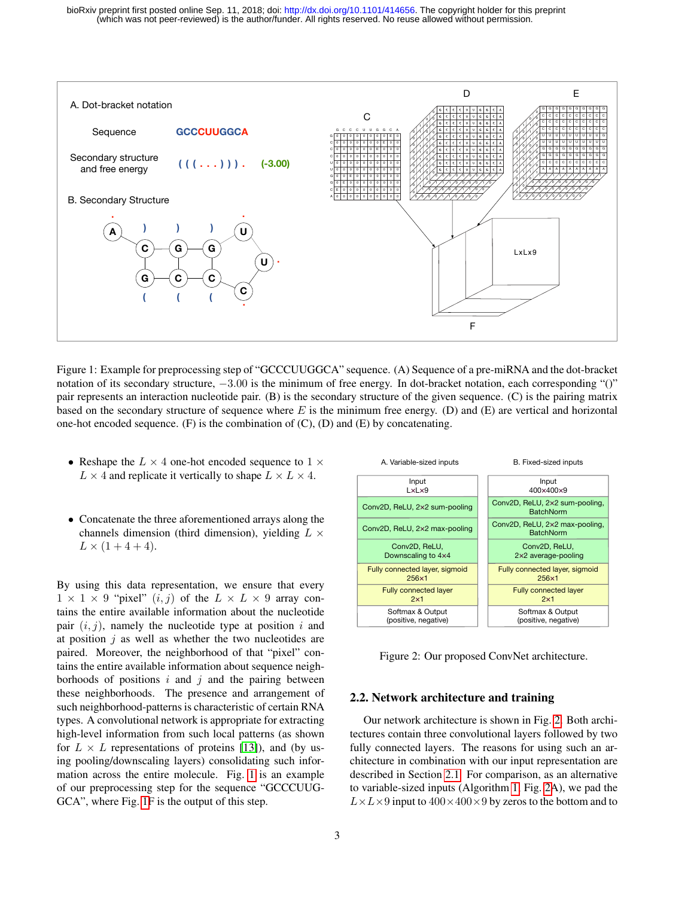Figure 1: Example for preprocessing step of "GCCCUUGGCA" sequence. (A) Sequence of a pre-miRNA and the dot-bracket notation of its secondary structure, $-3.00$ is the minimum of free energy. In dot-bracket notation, each corresponding "()" pair represents an interaction nucleotide pair. (B) is the secondary structure of the given sequence. (C) is the pairing matrix based on the secondary structure of sequence where $E$ is the minimum free energy. (D) and (E) are vertical and horizontal one-hot encoded sequence. (F) is the combination of (C), (D) and (E) by concatenating.

- Reshape the $L \times 4$ one-hot encoded sequence to $1 \times L \times 4$ and replicate it vertically to shape $L \times L \times 4$.
- Concatenate the three aforementioned arrays along the channels dimension (third dimension), yielding $L \times L \times (1 + 4 + 4)$.

By using this data representation, we ensure that every $1 \times 1 \times 9$ "pixel" $(i, j)$ of the $L \times L \times 9$ array contains the entire available information about the nucleotide pair $(i, j)$, namely the nucleotide type at position $i$ and at position $j$ as well as whether the two nucleotides are paired. Moreover, the neighborhood of that "pixel" contains the entire available information about sequence neighborhoods of positions $i$ and $j$ and the pairing between these neighborhoods. The presence and arrangement of such neighborhood-patterns is characteristic of certain RNA types. A convolutional network is appropriate for extracting high-level information from such local patterns (as shown for $L \times L$ representations of proteins [13]), and (by using pooling/downscaling layers) consolidating such information across the entire molecule. Fig. 1 is an example of our preprocessing step for the sequence "GCCCUUGGCA", where Fig. 1F is the output of this step.

| A. Variable-sized inputs | B. Fixed-sized inputs |
|---|---|
| Input $L \times L \times 9$ | Input $400 \times 400 \times 9$ |
| Conv2D, ReLU, 2x2 sum-pooling | Conv2D, ReLU, 2x2 sum-pooling, BatchNorm |
| Conv2D, ReLU, 2x2 max-pooling | Conv2D, ReLU, 2x2 max-pooling, BatchNorm |
| Conv2D, ReLU, Downscaling to 4x4 | Conv2D, ReLU, 2x2 average-pooling |
| Fully connected layer, sigmoid 256x1 | Fully connected layer, sigmoid 256x1 |
| Fully connected layer 2x1 | Fully connected layer 2x1 |
| Softmax & Output (positive, negative) | Softmax & Output (positive, negative) |

Figure 2: Our proposed ConvNet architecture.

## 2.2. Network architecture and training

Our network architecture is shown in Fig. 2. Both architectures contain three convolutional layers followed by two fully connected layers. The reasons for using such an architecture in combination with our input representation are described in Section 2.1. For comparison, as an alternative to variable-sized inputs (Algorithm 1, Fig. 2A), we pad the $L \times L \times 9$ input to $400 \times 400 \times 9$ by zeros to the bottom and to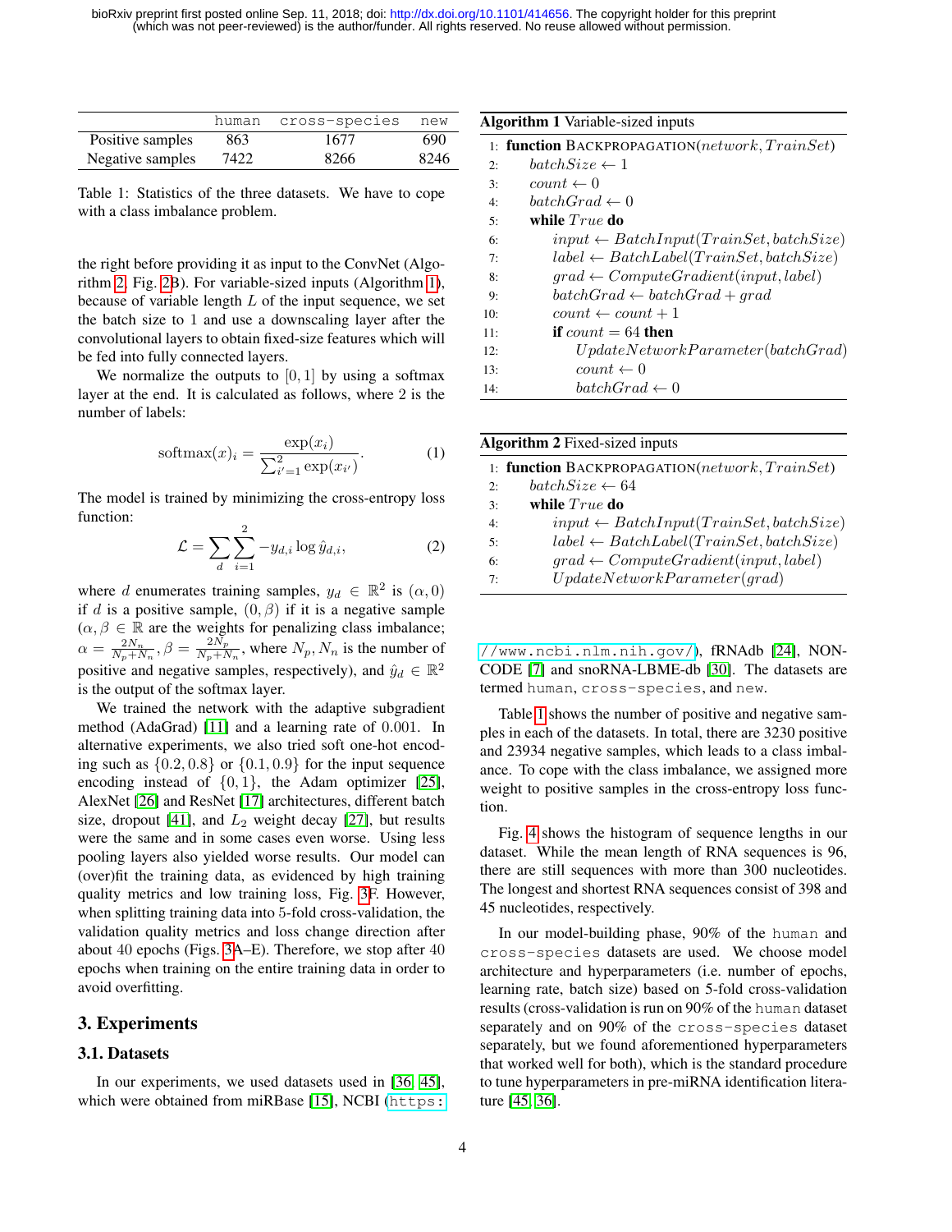| | human | cross-species | new |
|---|---|---|---|
| Positive samples | 863 | 1677 | 690 |
| Negative samples | 7422 | 8266 | 8246 |

Table 1: Statistics of the three datasets. We have to cope with a class imbalance problem.

the right before providing it as input to the ConvNet (Algorithm 2, Fig. 2B). For variable-sized inputs (Algorithm 1), because of variable length $L$ of the input sequence, we set the batch size to 1 and use a downscaling layer after the convolutional layers to obtain fixed-size features which will be fed into fully connected layers.

We normalize the outputs to $[0, 1]$ by using a softmax layer at the end. It is calculated as follows, where 2 is the number of labels:

$$\mathrm{softmax}(x)_i = \frac{\exp(x_i)}{\sum_{i'=1}^{2} \exp(x_{i'})}. \quad (1)$$

The model is trained by minimizing the cross-entropy loss function:

$$\mathcal{L} = \sum_d \sum_{i=1}^{2} -y_{d,i} \log \hat{y}_{d,i}, \quad (2)$$

where $d$ enumerates training samples, $y_d \in \mathbb{R}^2$ is $(\alpha, 0)$ if $d$ is a positive sample, $(0, \beta)$ if it is a negative sample ($\alpha, \beta \in \mathbb{R}$ are the weights for penalizing class imbalance; $\alpha = \frac{2N_n}{N_p+N_n}, \beta = \frac{2N_p}{N_p+N_n}$, where $N_p, N_n$ is the number of positive and negative samples, respectively), and $\hat{y}_d \in \mathbb{R}^2$ is the output of the softmax layer.

We trained the network with the adaptive subgradient method (AdaGrad) [11] and a learning rate of 0.001. In alternative experiments, we also tried soft one-hot encoding such as $\{0.2, 0.8\}$ or $\{0.1, 0.9\}$ for the input sequence encoding instead of $\{0, 1\}$, the Adam optimizer [25], AlexNet [26] and ResNet [17] architectures, different batch size, dropout [41], and $L_2$ weight decay [27], but results were the same and in some cases even worse. Using less pooling layers also yielded worse results. Our model can (over)fit the training data, as evidenced by high training quality metrics and low training loss, Fig. 3F. However, when splitting training data into 5-fold cross-validation, the validation quality metrics and loss change direction after about 40 epochs (Figs. 3A–E). Therefore, we stop after 40 epochs when training on the entire training data in order to avoid overfitting.

**Algorithm 1** Variable-sized inputs

```
1:  function BACKPROPAGATION(network, TrainSet)
2:      batchSize ← 1
3:      count ← 0
4:      batchGrad ← 0
5:      while True do
6:          input ← BatchInput(TrainSet, batchSize)
7:          label ← BatchLabel(TrainSet, batchSize)
8:          grad ← ComputeGradient(input, label)
9:          batchGrad ← batchGrad + grad
10:         count ← count + 1
11:         if count = 64 then
12:             UpdateNetworkParameter(batchGrad)
13:             count ← 0
14:             batchGrad ← 0
```

**Algorithm 2** Fixed-sized inputs

```
1:  function BACKPROPAGATION(network, TrainSet)
2:      batchSize ← 64
3:      while True do
4:          input ← BatchInput(TrainSet, batchSize)
5:          label ← BatchLabel(TrainSet, batchSize)
6:          grad ← ComputeGradient(input, label)
7:          UpdateNetworkParameter(grad)
```

## 3. Experiments

### 3.1. Datasets

In our experiments, we used datasets used in [36, 45], which were obtained from miRBase [15], NCBI (https://www.ncbi.nlm.nih.gov/), fRNAdb [24], NONCODE [7] and snoRNA-LBME-db [30]. The datasets are termed human, cross-species, and new.

Table 1 shows the number of positive and negative samples in each of the datasets. In total, there are 3230 positive and 23934 negative samples, which leads to a class imbalance. To cope with the class imbalance, we assigned more weight to positive samples in the cross-entropy loss function.

Fig. 4 shows the histogram of sequence lengths in our dataset. While the mean length of RNA sequences is 96, there are still sequences with more than 300 nucleotides. The longest and shortest RNA sequences consist of 398 and 45 nucleotides, respectively.

In our model-building phase, 90% of the human and cross-species datasets are used. We choose model architecture and hyperparameters (i.e. number of epochs, learning rate, batch size) based on 5-fold cross-validation results (cross-validation is run on 90% of the human dataset separately and on 90% of the cross-species dataset separately, but we found aforementioned hyperparameters that worked well for both), which is the standard procedure to tune hyperparameters in pre-miRNA identification literature [45, 36].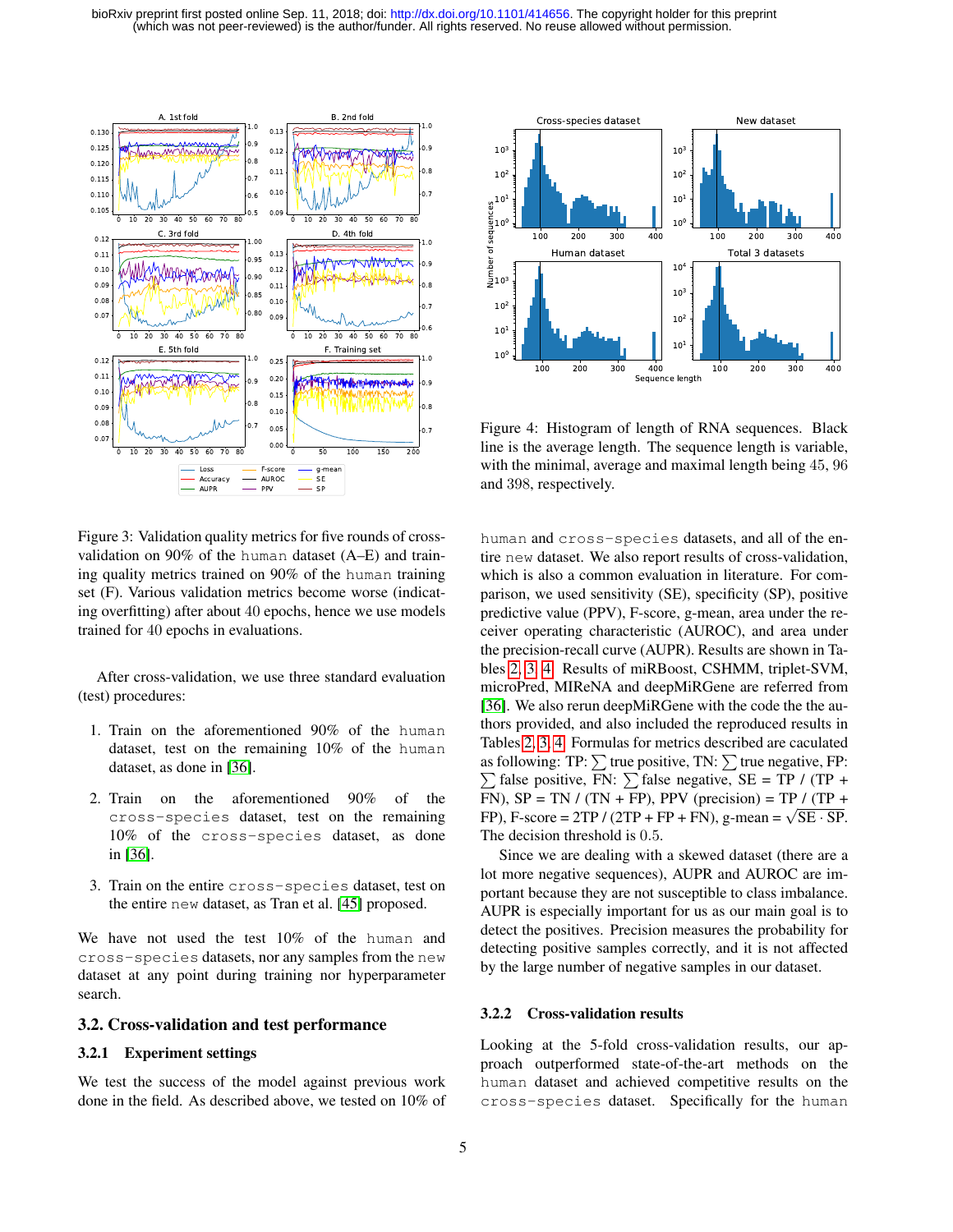Figure 3: Validation quality metrics for five rounds of cross-validation on 90% of the human dataset (A–E) and training quality metrics trained on 90% of the human training set (F). Various validation metrics become worse (indicating overfitting) after about 40 epochs, hence we use models trained for 40 epochs in evaluations.

After cross-validation, we use three standard evaluation (test) procedures:

1. Train on the aforementioned 90% of the human dataset, test on the remaining 10% of the human dataset, as done in [36].
2. Train on the aforementioned 90% of the cross-species dataset, test on the remaining 10% of the cross-species dataset, as done in [36].
3. Train on the entire cross-species dataset, test on the entire new dataset, as Tran et al. [45] proposed.

We have not used the test 10% of the human and cross-species datasets, nor any samples from the new dataset at any point during training nor hyperparameter search.

## 3.2. Cross-validation and test performance

### 3.2.1 Experiment settings

We test the success of the model against previous work done in the field. As described above, we tested on 10% of human and cross-species datasets, and all of the entire new dataset. We also report results of cross-validation, which is also a common evaluation in literature. For comparison, we used sensitivity (SE), specificity (SP), positive predictive value (PPV), F-score, g-mean, area under the receiver operating characteristic (AUROC), and area under the precision-recall curve (AUPR). Results are shown in Tables 2, 3, 4. Results of miRBoost, CSHMM, triplet-SVM, microPred, MIReNA and deepMiRGene are referred from [36]. We also rerun deepMiRGene with the code the the authors provided, and also included the reproduced results in Tables 2, 3, 4. Formulas for metrics described are caculated as following: TP: $\sum$ true positive, TN: $\sum$ true negative, FP: $\sum$ false positive, FN: $\sum$ false negative, SE = TP / (TP + FN), SP = TN / (TN + FP), PPV (precision) = TP / (TP + FP), F-score = 2TP / (2TP + FP + FN), g-mean = $\sqrt{\text{SE} \cdot \text{SP}}$. The decision threshold is 0.5.

Since we are dealing with a skewed dataset (there are a lot more negative sequences), AUPR and AUROC are important because they are not susceptible to class imbalance. AUPR is especially important for us as our main goal is to detect the positives. Precision measures the probability for detecting positive samples correctly, and it is not affected by the large number of negative samples in our dataset.

Figure 4: Histogram of length of RNA sequences. Black line is the average length. The sequence length is variable, with the minimal, average and maximal length being 45, 96 and 398, respectively.

### 3.2.2 Cross-validation results

Looking at the 5-fold cross-validation results, our approach outperformed state-of-the-art methods on the human dataset and achieved competitive results on the cross-species dataset. Specifically for the human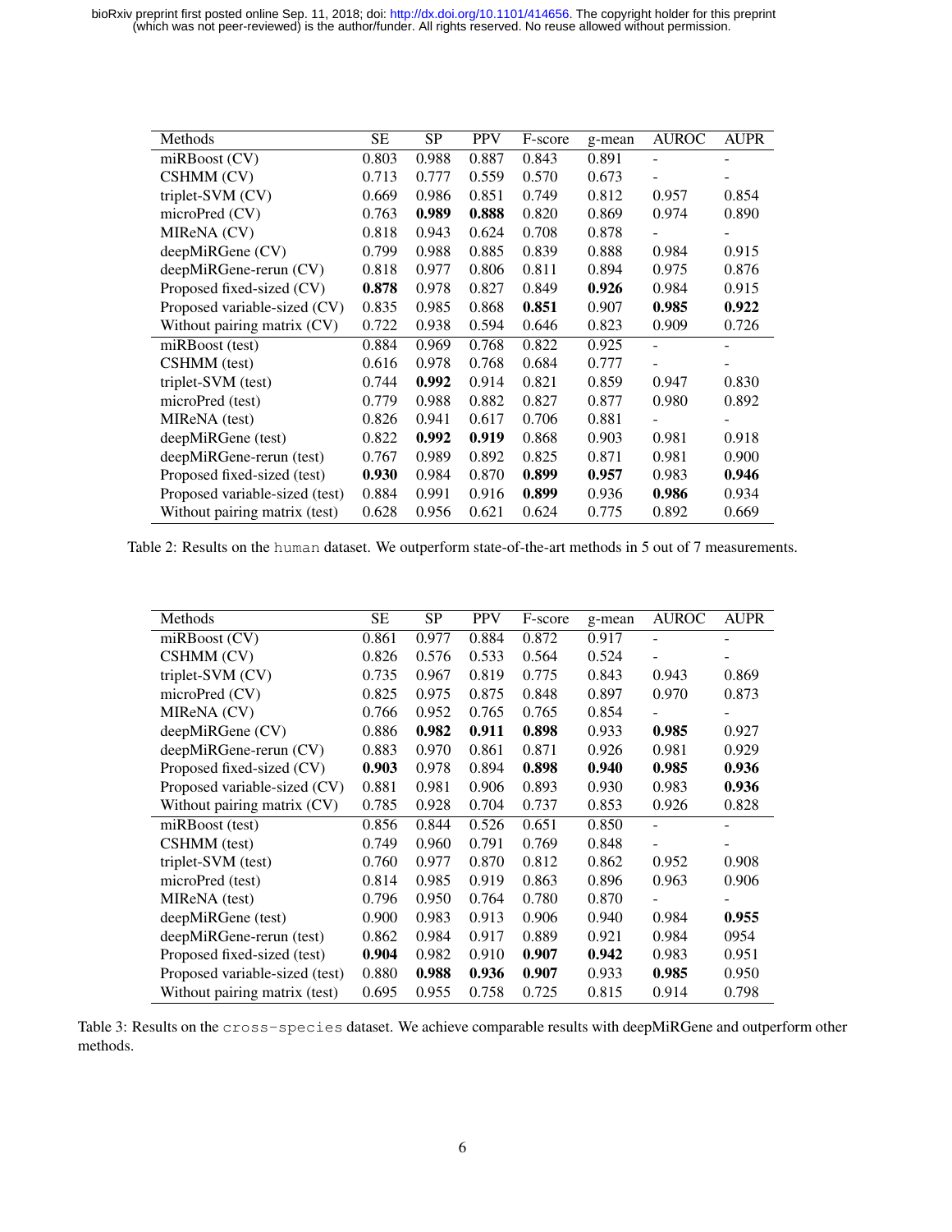| Methods | SE | SP | PPV | F-score | g-mean | AUROC | AUPR |
|---|---|---|---|---|---|---|---|
| miRBoost (CV) | 0.803 | 0.988 | 0.887 | 0.843 | 0.891 | - | - |
| CSHMM (CV) | 0.713 | 0.777 | 0.559 | 0.570 | 0.673 | - | - |
| triplet-SVM (CV) | 0.669 | 0.986 | 0.851 | 0.749 | 0.812 | 0.957 | 0.854 |
| microPred (CV) | 0.763 | **0.989** | **0.888** | 0.820 | 0.869 | 0.974 | 0.890 |
| MIReNA (CV) | 0.818 | 0.943 | 0.624 | 0.708 | 0.878 | - | - |
| deepMiRGene (CV) | 0.799 | 0.988 | 0.885 | 0.839 | 0.888 | 0.984 | 0.915 |
| deepMiRGene-rerun (CV) | 0.818 | 0.977 | 0.806 | 0.811 | 0.894 | 0.975 | 0.876 |
| Proposed fixed-sized (CV) | **0.878** | 0.978 | 0.827 | 0.849 | **0.926** | 0.984 | 0.915 |
| Proposed variable-sized (CV) | 0.835 | 0.985 | 0.868 | **0.851** | 0.907 | **0.985** | **0.922** |
| Without pairing matrix (CV) | 0.722 | 0.938 | 0.594 | 0.646 | 0.823 | 0.909 | 0.726 |
| miRBoost (test) | 0.884 | 0.969 | 0.768 | 0.822 | 0.925 | - | - |
| CSHMM (test) | 0.616 | 0.978 | 0.768 | 0.684 | 0.777 | - | - |
| triplet-SVM (test) | 0.744 | **0.992** | 0.914 | 0.821 | 0.859 | 0.947 | 0.830 |
| microPred (test) | 0.779 | 0.988 | 0.882 | 0.827 | 0.877 | 0.980 | 0.892 |
| MIReNA (test) | 0.826 | 0.941 | 0.617 | 0.706 | 0.881 | - | - |
| deepMiRGene (test) | 0.822 | **0.992** | **0.919** | 0.868 | 0.903 | 0.981 | 0.918 |
| deepMiRGene-rerun (test) | 0.767 | 0.989 | 0.892 | 0.825 | 0.871 | 0.981 | 0.900 |
| Proposed fixed-sized (test) | **0.930** | 0.984 | 0.870 | **0.899** | **0.957** | 0.983 | **0.946** |
| Proposed variable-sized (test) | 0.884 | 0.991 | 0.916 | **0.899** | 0.936 | **0.986** | 0.934 |
| Without pairing matrix (test) | 0.628 | 0.956 | 0.621 | 0.624 | 0.775 | 0.892 | 0.669 |

Table 2: Results on the human dataset. We outperform state-of-the-art methods in 5 out of 7 measurements.

| Methods | SE | SP | PPV | F-score | g-mean | AUROC | AUPR |
|---|---|---|---|---|---|---|---|
| miRBoost (CV) | 0.861 | 0.977 | 0.884 | 0.872 | 0.917 | - | - |
| CSHMM (CV) | 0.826 | 0.576 | 0.533 | 0.564 | 0.524 | - | - |
| triplet-SVM (CV) | 0.735 | 0.967 | 0.819 | 0.775 | 0.843 | 0.943 | 0.869 |
| microPred (CV) | 0.825 | 0.975 | 0.875 | 0.848 | 0.897 | 0.970 | 0.873 |
| MIReNA (CV) | 0.766 | 0.952 | 0.765 | 0.765 | 0.854 | - | - |
| deepMiRGene (CV) | 0.886 | **0.982** | **0.911** | **0.898** | 0.933 | **0.985** | 0.927 |
| deepMiRGene-rerun (CV) | 0.883 | 0.970 | 0.861 | 0.871 | 0.926 | 0.981 | 0.929 |
| Proposed fixed-sized (CV) | **0.903** | 0.978 | 0.894 | **0.898** | **0.940** | **0.985** | **0.936** |
| Proposed variable-sized (CV) | 0.881 | 0.981 | 0.906 | 0.893 | 0.930 | 0.983 | **0.936** |
| Without pairing matrix (CV) | 0.785 | 0.928 | 0.704 | 0.737 | 0.853 | 0.926 | 0.828 |
| miRBoost (test) | 0.856 | 0.844 | 0.526 | 0.651 | 0.850 | - | - |
| CSHMM (test) | 0.749 | 0.960 | 0.791 | 0.769 | 0.848 | - | - |
| triplet-SVM (test) | 0.760 | 0.977 | 0.870 | 0.812 | 0.862 | 0.952 | 0.908 |
| microPred (test) | 0.814 | 0.985 | 0.919 | 0.863 | 0.896 | 0.963 | 0.906 |
| MIReNA (test) | 0.796 | 0.950 | 0.764 | 0.780 | 0.870 | - | - |
| deepMiRGene (test) | 0.900 | 0.983 | 0.913 | 0.906 | 0.940 | 0.984 | **0.955** |
| deepMiRGene-rerun (test) | 0.862 | 0.984 | 0.917 | 0.889 | 0.921 | 0.984 | 0954 |
| Proposed fixed-sized (test) | **0.904** | 0.982 | 0.910 | **0.907** | **0.942** | 0.983 | 0.951 |
| Proposed variable-sized (test) | 0.880 | **0.988** | **0.936** | **0.907** | 0.933 | **0.985** | 0.950 |
| Without pairing matrix (test) | 0.695 | 0.955 | 0.758 | 0.725 | 0.815 | 0.914 | 0.798 |

Table 3: Results on the cross-species dataset. We achieve comparable results with deepMiRGene and outperform other methods.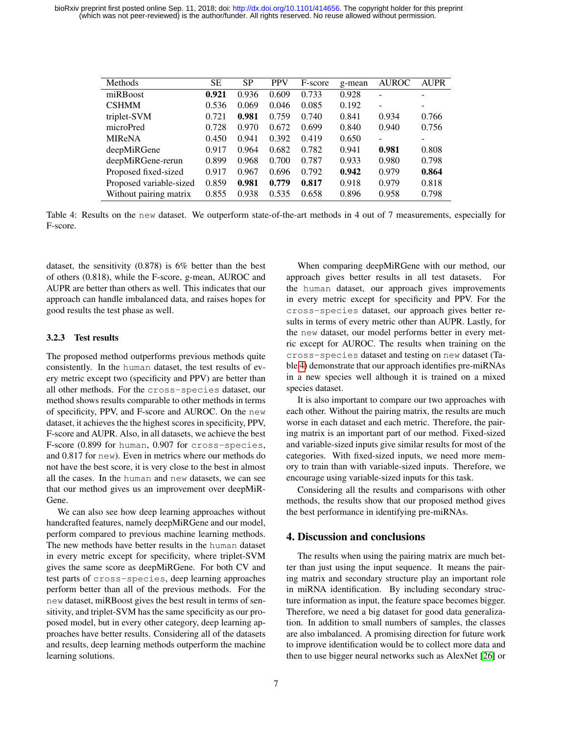| Methods | SE | SP | PPV | F-score | g-mean | AUROC | AUPR |
|---|---|---|---|---|---|---|---|
| miRBoost | **0.921** | 0.936 | 0.609 | 0.733 | 0.928 | - | - |
| CSHMM | 0.536 | 0.069 | 0.046 | 0.085 | 0.192 | - | - |
| triplet-SVM | 0.721 | **0.981** | 0.759 | 0.740 | 0.841 | 0.934 | 0.766 |
| microPred | 0.728 | 0.970 | 0.672 | 0.699 | 0.840 | 0.940 | 0.756 |
| MIReNA | 0.450 | 0.941 | 0.392 | 0.419 | 0.650 | - | - |
| deepMiRGene | 0.917 | 0.964 | 0.682 | 0.782 | 0.941 | **0.981** | 0.808 |
| deepMiRGene-rerun | 0.899 | 0.968 | 0.700 | 0.787 | 0.933 | 0.980 | 0.798 |
| Proposed fixed-sized | 0.917 | 0.967 | 0.696 | 0.792 | **0.942** | 0.979 | **0.864** |
| Proposed variable-sized | 0.859 | **0.981** | **0.779** | **0.817** | 0.918 | 0.979 | 0.818 |
| Without pairing matrix | 0.855 | 0.938 | 0.535 | 0.658 | 0.896 | 0.958 | 0.798 |

Table 4: Results on the new dataset. We outperform state-of-the-art methods in 4 out of 7 measurements, especially for F-score.

dataset, the sensitivity (0.878) is 6% better than the best of others (0.818), while the F-score, g-mean, AUROC and AUPR are better than others as well. This indicates that our approach can handle imbalanced data, and raises hopes for good results the test phase as well.

### 3.2.3 Test results

The proposed method outperforms previous methods quite consistently. In the human dataset, the test results of every metric except two (specificity and PPV) are better than all other methods. For the cross-species dataset, our method shows results comparable to other methods in terms of specificity, PPV, and F-score and AUROC. On the new dataset, it achieves the the highest scores in specificity, PPV, F-score and AUPR. Also, in all datasets, we achieve the best F-score (0.899 for human, 0.907 for cross-species, and 0.817 for new). Even in metrics where our methods do not have the best score, it is very close to the best in almost all the cases. In the human and new datasets, we can see that our method gives us an improvement over deepMiRGene.

We can also see how deep learning approaches without handcrafted features, namely deepMiRGene and our model, perform compared to previous machine learning methods. The new methods have better results in the human dataset in every metric except for specificity, where triplet-SVM gives the same score as deepMiRGene. For both CV and test parts of cross-species, deep learning approaches perform better than all of the previous methods. For the new dataset, miRBoost gives the best result in terms of sensitivity, and triplet-SVM has the same specificity as our proposed model, but in every other category, deep learning approaches have better results. Considering all of the datasets and results, deep learning methods outperform the machine learning solutions.

When comparing deepMiRGene with our method, our approach gives better results in all test datasets. For the human dataset, our approach gives improvements in every metric except for specificity and PPV. For the cross-species dataset, our approach gives better results in terms of every metric other than AUPR. Lastly, for the new dataset, our model performs better in every metric except for AUROC. The results when training on the cross-species dataset and testing on new dataset (Table 4) demonstrate that our approach identifies pre-miRNAs in a new species well although it is trained on a mixed species dataset.

It is also important to compare our two approaches with each other. Without the pairing matrix, the results are much worse in each dataset and each metric. Therefore, the pairing matrix is an important part of our method. Fixed-sized and variable-sized inputs give similar results for most of the categories. With fixed-sized inputs, we need more memory to train than with variable-sized inputs. Therefore, we encourage using variable-sized inputs for this task.

Considering all the results and comparisons with other methods, the results show that our proposed method gives the best performance in identifying pre-miRNAs.

## 4. Discussion and conclusions

The results when using the pairing matrix are much better than just using the input sequence. It means the pairing matrix and secondary structure play an important role in miRNA identification. By including secondary structure information as input, the feature space becomes bigger. Therefore, we need a big dataset for good data generalization. In addition to small numbers of samples, the classes are also imbalanced. A promising direction for future work to improve identification would be to collect more data and then to use bigger neural networks such as AlexNet [26] or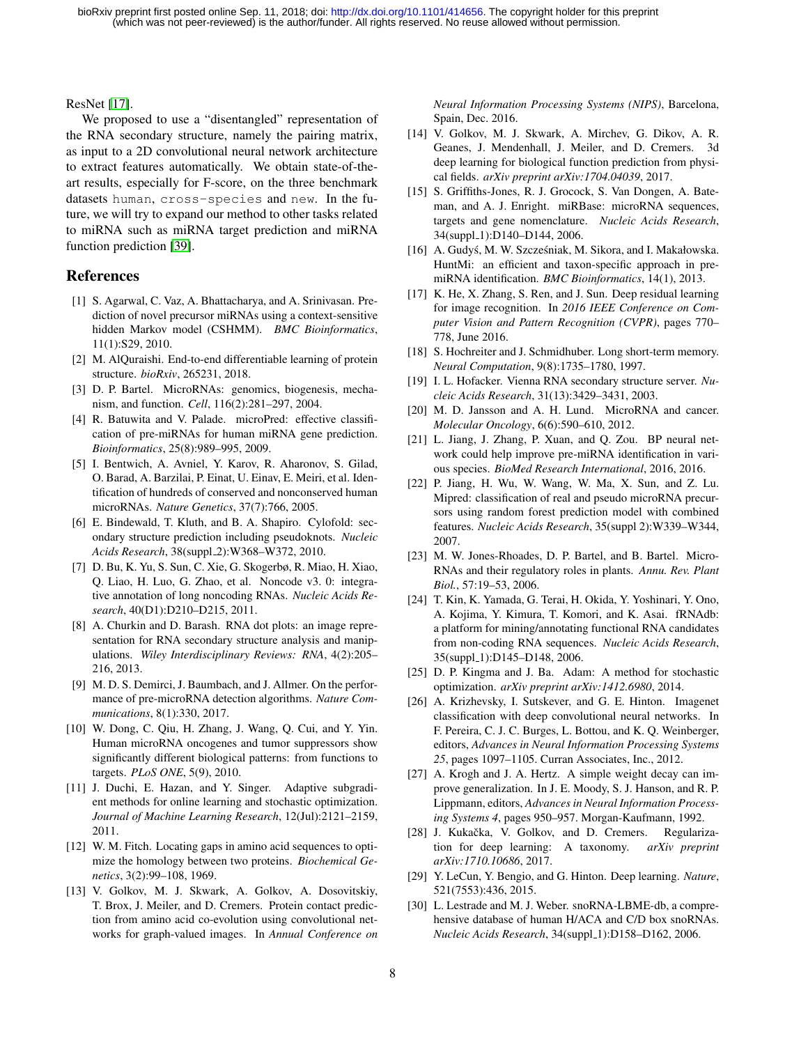ResNet [17].

We proposed to use a "disentangled" representation of the RNA secondary structure, namely the pairing matrix, as input to a 2D convolutional neural network architecture to extract features automatically. We obtain state-of-the-art results, especially for F-score, on the three benchmark datasets `human`, `cross-species` and `new`. In the future, we will try to expand our method to other tasks related to miRNA such as miRNA target prediction and miRNA function prediction [39].

## References

[1] S. Agarwal, C. Vaz, A. Bhattacharya, and A. Srinivasan. Prediction of novel precursor miRNAs using a context-sensitive hidden Markov model (CSHMM). *BMC Bioinformatics*, 11(1):S29, 2010.

[2] M. AlQuraishi. End-to-end differentiable learning of protein structure. *bioRxiv*, 265231, 2018.

[3] D. P. Bartel. MicroRNAs: genomics, biogenesis, mechanism, and function. *Cell*, 116(2):281–297, 2004.

[4] R. Batuwita and V. Palade. microPred: effective classification of pre-miRNAs for human miRNA gene prediction. *Bioinformatics*, 25(8):989–995, 2009.

[5] I. Bentwich, A. Avniel, Y. Karov, R. Aharonov, S. Gilad, O. Barad, A. Barzilai, P. Einat, U. Einav, E. Meiri, et al. Identification of hundreds of conserved and nonconserved human microRNAs. *Nature Genetics*, 37(7):766, 2005.

[6] E. Bindewald, T. Kluth, and B. A. Shapiro. Cylofold: secondary structure prediction including pseudoknots. *Nucleic Acids Research*, 38(suppl_2):W368–W372, 2010.

[7] D. Bu, K. Yu, S. Sun, C. Xie, G. Skogerbø, R. Miao, H. Xiao, Q. Liao, H. Luo, G. Zhao, et al. Noncode v3. 0: integrative annotation of long noncoding RNAs. *Nucleic Acids Research*, 40(D1):D210–D215, 2011.

[8] A. Churkin and D. Barash. RNA dot plots: an image representation for RNA secondary structure analysis and manipulations. *Wiley Interdisciplinary Reviews: RNA*, 4(2):205–216, 2013.

[9] M. D. S. Demirci, J. Baumbach, and J. Allmer. On the performance of pre-microRNA detection algorithms. *Nature Communications*, 8(1):330, 2017.

[10] W. Dong, C. Qiu, H. Zhang, J. Wang, Q. Cui, and Y. Yin. Human microRNA oncogenes and tumor suppressors show significantly different biological patterns: from functions to targets. *PLoS ONE*, 5(9), 2010.

[11] J. Duchi, E. Hazan, and Y. Singer. Adaptive subgradient methods for online learning and stochastic optimization. *Journal of Machine Learning Research*, 12(Jul):2121–2159, 2011.

[12] W. M. Fitch. Locating gaps in amino acid sequences to optimize the homology between two proteins. *Biochemical Genetics*, 3(2):99–108, 1969.

[13] V. Golkov, M. J. Skwark, A. Golkov, A. Dosovitskiy, T. Brox, J. Meiler, and D. Cremers. Protein contact prediction from amino acid co-evolution using convolutional networks for graph-valued images. In *Annual Conference on Neural Information Processing Systems (NIPS)*, Barcelona, Spain, Dec. 2016.

[14] V. Golkov, M. J. Skwark, A. Mirchev, G. Dikov, A. R. Geanes, J. Mendenhall, J. Meiler, and D. Cremers. 3d deep learning for biological function prediction from physical fields. *arXiv preprint arXiv:1704.04039*, 2017.

[15] S. Griffiths-Jones, R. J. Grocock, S. Van Dongen, A. Bateman, and A. J. Enright. miRBase: microRNA sequences, targets and gene nomenclature. *Nucleic Acids Research*, 34(suppl_1):D140–D144, 2006.

[16] A. Gudyś, M. W. Szcześniak, M. Sikora, and I. Makałowska. HuntMi: an efficient and taxon-specific approach in pre-miRNA identification. *BMC Bioinformatics*, 14(1), 2013.

[17] K. He, X. Zhang, S. Ren, and J. Sun. Deep residual learning for image recognition. In *2016 IEEE Conference on Computer Vision and Pattern Recognition (CVPR)*, pages 770–778, June 2016.

[18] S. Hochreiter and J. Schmidhuber. Long short-term memory. *Neural Computation*, 9(8):1735–1780, 1997.

[19] I. L. Hofacker. Vienna RNA secondary structure server. *Nucleic Acids Research*, 31(13):3429–3431, 2003.

[20] M. D. Jansson and A. H. Lund. MicroRNA and cancer. *Molecular Oncology*, 6(6):590–610, 2012.

[21] L. Jiang, J. Zhang, P. Xuan, and Q. Zou. BP neural network could help improve pre-miRNA identification in various species. *BioMed Research International*, 2016, 2016.

[22] P. Jiang, H. Wu, W. Wang, W. Ma, X. Sun, and Z. Lu. Mipred: classification of real and pseudo microRNA precursors using random forest prediction model with combined features. *Nucleic Acids Research*, 35(suppl 2):W339–W344, 2007.

[23] M. W. Jones-Rhoades, D. P. Bartel, and B. Bartel. MicroRNAs and their regulatory roles in plants. *Annu. Rev. Plant Biol.*, 57:19–53, 2006.

[24] T. Kin, K. Yamada, G. Terai, H. Okida, Y. Yoshinari, Y. Ono, A. Kojima, Y. Kimura, T. Komori, and K. Asai. fRNAdb: a platform for mining/annotating functional RNA candidates from non-coding RNA sequences. *Nucleic Acids Research*, 35(suppl_1):D145–D148, 2006.

[25] D. P. Kingma and J. Ba. Adam: A method for stochastic optimization. *arXiv preprint arXiv:1412.6980*, 2014.

[26] A. Krizhevsky, I. Sutskever, and G. E. Hinton. Imagenet classification with deep convolutional neural networks. In F. Pereira, C. J. C. Burges, L. Bottou, and K. Q. Weinberger, editors, *Advances in Neural Information Processing Systems 25*, pages 1097–1105. Curran Associates, Inc., 2012.

[27] A. Krogh and J. A. Hertz. A simple weight decay can improve generalization. In J. E. Moody, S. J. Hanson, and R. P. Lippmann, editors, *Advances in Neural Information Processing Systems 4*, pages 950–957. Morgan-Kaufmann, 1992.

[28] J. Kukačka, V. Golkov, and D. Cremers. Regularization for deep learning: A taxonomy. *arXiv preprint arXiv:1710.10686*, 2017.

[29] Y. LeCun, Y. Bengio, and G. Hinton. Deep learning. *Nature*, 521(7553):436, 2015.

[30] L. Lestrade and M. J. Weber. snoRNA-LBME-db, a comprehensive database of human H/ACA and C/D box snoRNAs. *Nucleic Acids Research*, 34(suppl_1):D158–D162, 2006.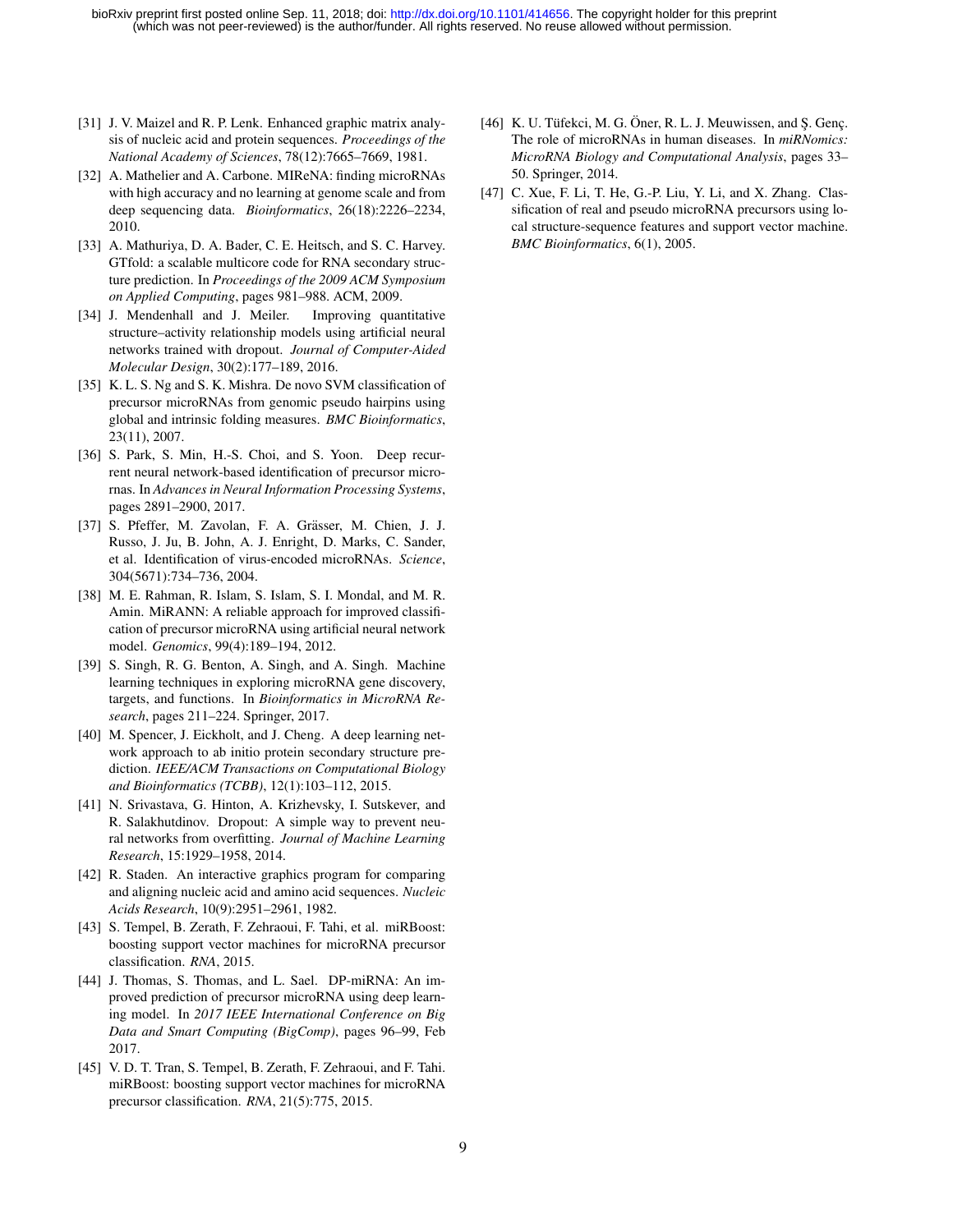[31] J. V. Maizel and R. P. Lenk. Enhanced graphic matrix analysis of nucleic acid and protein sequences. *Proceedings of the National Academy of Sciences*, 78(12):7665–7669, 1981.

[32] A. Mathelier and A. Carbone. MIReNA: finding microRNAs with high accuracy and no learning at genome scale and from deep sequencing data. *Bioinformatics*, 26(18):2226–2234, 2010.

[33] A. Mathuriya, D. A. Bader, C. E. Heitsch, and S. C. Harvey. GTfold: a scalable multicore code for RNA secondary structure prediction. In *Proceedings of the 2009 ACM Symposium on Applied Computing*, pages 981–988. ACM, 2009.

[34] J. Mendenhall and J. Meiler. Improving quantitative structure–activity relationship models using artificial neural networks trained with dropout. *Journal of Computer-Aided Molecular Design*, 30(2):177–189, 2016.

[35] K. L. S. Ng and S. K. Mishra. De novo SVM classification of precursor microRNAs from genomic pseudo hairpins using global and intrinsic folding measures. *BMC Bioinformatics*, 23(11), 2007.

[36] S. Park, S. Min, H.-S. Choi, and S. Yoon. Deep recurrent neural network-based identification of precursor micrornas. In *Advances in Neural Information Processing Systems*, pages 2891–2900, 2017.

[37] S. Pfeffer, M. Zavolan, F. A. Grässer, M. Chien, J. J. Russo, J. Ju, B. John, A. J. Enright, D. Marks, C. Sander, et al. Identification of virus-encoded microRNAs. *Science*, 304(5671):734–736, 2004.

[38] M. E. Rahman, R. Islam, S. Islam, S. I. Mondal, and M. R. Amin. MiRANN: A reliable approach for improved classification of precursor microRNA using artificial neural network model. *Genomics*, 99(4):189–194, 2012.

[39] S. Singh, R. G. Benton, A. Singh, and A. Singh. Machine learning techniques in exploring microRNA gene discovery, targets, and functions. In *Bioinformatics in MicroRNA Research*, pages 211–224. Springer, 2017.

[40] M. Spencer, J. Eickholt, and J. Cheng. A deep learning network approach to ab initio protein secondary structure prediction. *IEEE/ACM Transactions on Computational Biology and Bioinformatics (TCBB)*, 12(1):103–112, 2015.

[41] N. Srivastava, G. Hinton, A. Krizhevsky, I. Sutskever, and R. Salakhutdinov. Dropout: A simple way to prevent neural networks from overfitting. *Journal of Machine Learning Research*, 15:1929–1958, 2014.

[42] R. Staden. An interactive graphics program for comparing and aligning nucleic acid and amino acid sequences. *Nucleic Acids Research*, 10(9):2951–2961, 1982.

[43] S. Tempel, B. Zerath, F. Zehraoui, F. Tahi, et al. miRBoost: boosting support vector machines for microRNA precursor classification. *RNA*, 2015.

[44] J. Thomas, S. Thomas, and L. Sael. DP-miRNA: An improved prediction of precursor microRNA using deep learning model. In *2017 IEEE International Conference on Big Data and Smart Computing (BigComp)*, pages 96–99, Feb 2017.

[45] V. D. T. Tran, S. Tempel, B. Zerath, F. Zehraoui, and F. Tahi. miRBoost: boosting support vector machines for microRNA precursor classification. *RNA*, 21(5):775, 2015.

[46] K. U. Tüfekci, M. G. Öner, R. L. J. Meuwissen, and Ş. Genç. The role of microRNAs in human diseases. In *miRNomics: MicroRNA Biology and Computational Analysis*, pages 33–50. Springer, 2014.

[47] C. Xue, F. Li, T. He, G.-P. Liu, Y. Li, and X. Zhang. Classification of real and pseudo microRNA precursors using local structure-sequence features and support vector machine. *BMC Bioinformatics*, 6(1), 2005.